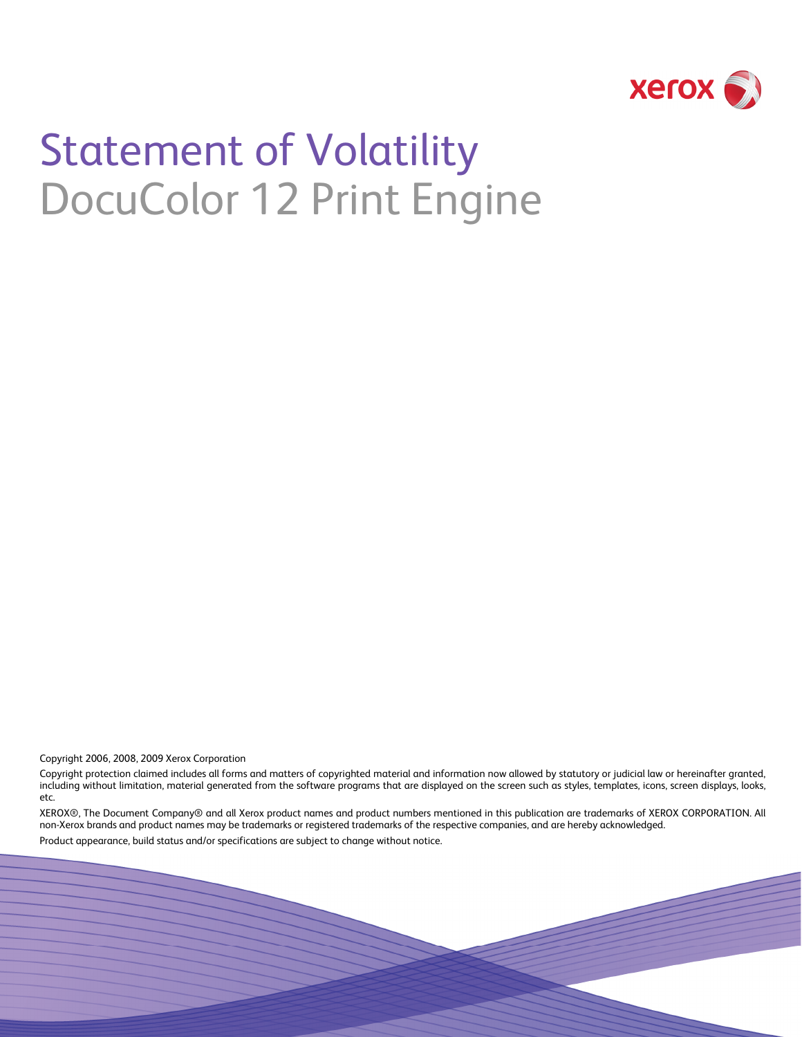# Statement of Volatility

## DocuColor 12 Print Engine

Copyright 2006, 2008, 2009 Xerox Corporation

Copyright protection claimed includes all forms and matters of copyrighted material and information now allowed by statutory or judicial law or hereinafter granted, including without limitation, material generated from the software programs that are displayed on the screen such as styles, templates, icons, screen displays, looks, etc.

XEROX®, The Document Company® and all Xerox product names and product numbers mentioned in this publication are trademarks of XEROX CORPORATION. All non-Xerox brands and product names may be trademarks or registered trademarks of the respective companies, and are hereby acknowledged.

Product appearance, build status and/or specifications are subject to change without notice.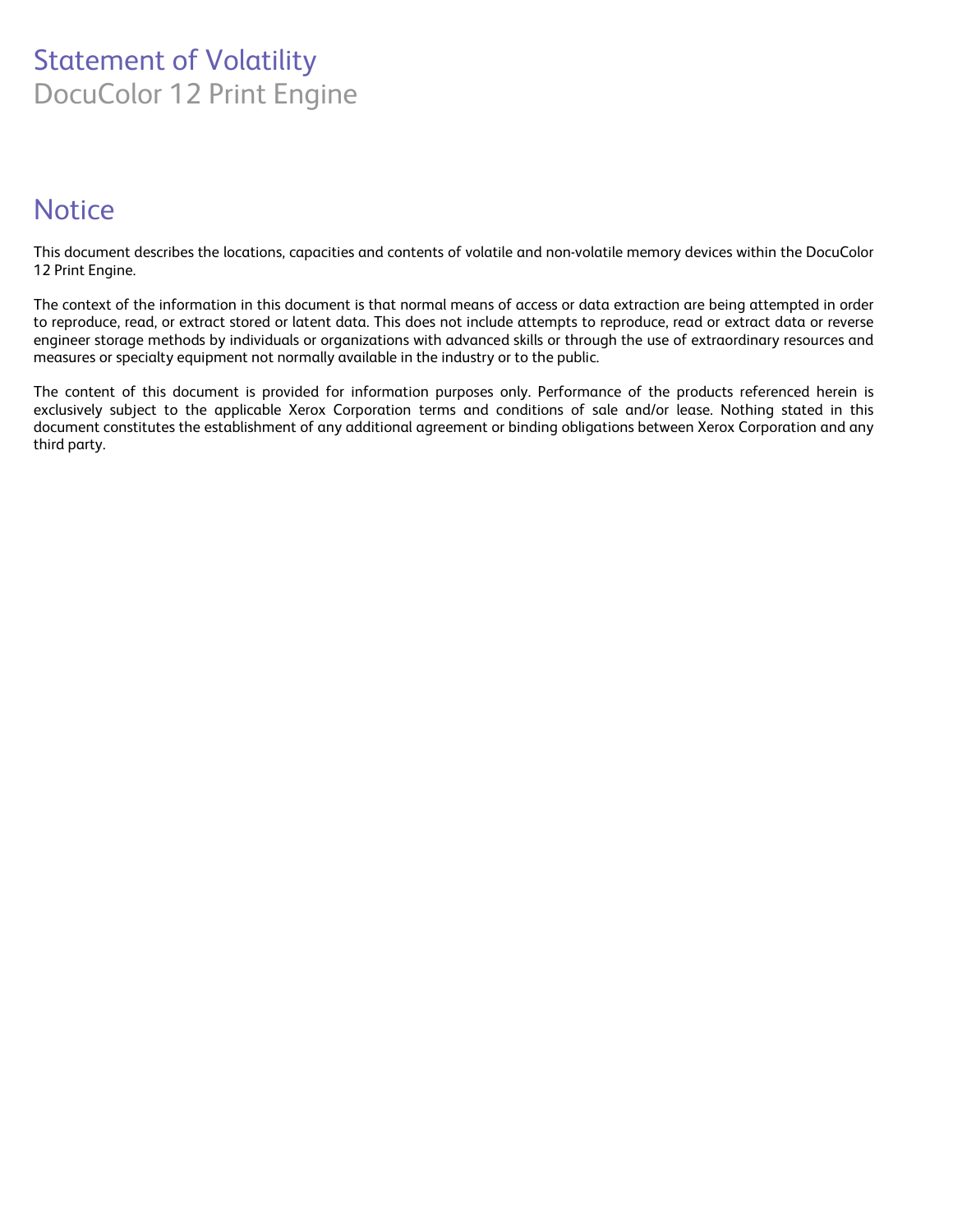# Statement of Volatility

DocuColor 12 Print Engine

## Notice

This document describes the locations, capacities and contents of volatile and non-volatile memory devices within the DocuColor 12 Print Engine.

The context of the information in this document is that normal means of access or data extraction are being attempted in order to reproduce, read, or extract stored or latent data. This does not include attempts to reproduce, read or extract data or reverse engineer storage methods by individuals or organizations with advanced skills or through the use of extraordinary resources and measures or specialty equipment not normally available in the industry or to the public.

The content of this document is provided for information purposes only. Performance of the products referenced herein is exclusively subject to the applicable Xerox Corporation terms and conditions of sale and/or lease. Nothing stated in this document constitutes the establishment of any additional agreement or binding obligations between Xerox Corporation and any third party.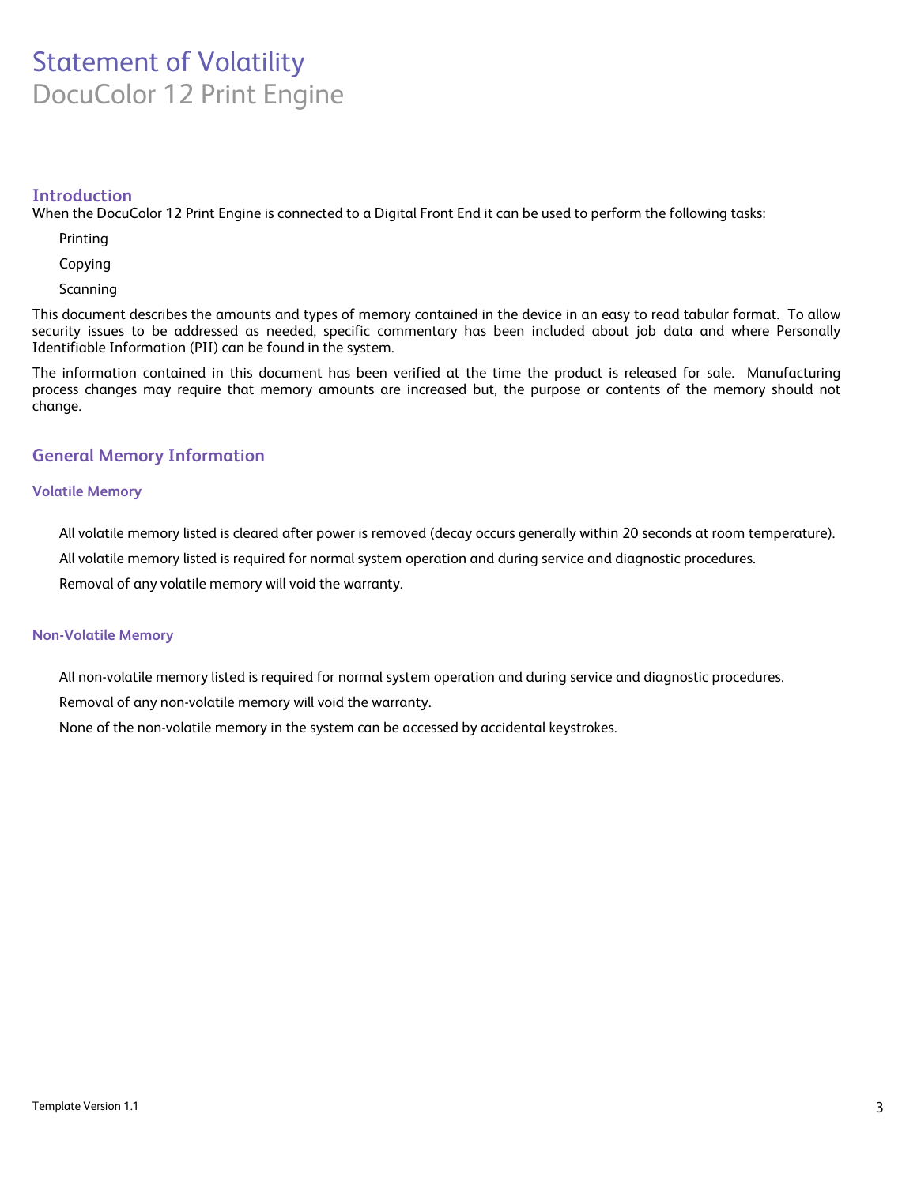# Statement of Volatility

DocuColor 12 Print Engine

## Introduction

When the DocuColor 12 Print Engine is connected to a Digital Front End it can be used to perform the following tasks:

- Printing
- Copying
- Scanning

This document describes the amounts and types of memory contained in the device in an easy to read tabular format. To allow security issues to be addressed as needed, specific commentary has been included about job data and where Personally Identifiable Information (PII) can be found in the system.

The information contained in this document has been verified at the time the product is released for sale. Manufacturing process changes may require that memory amounts are increased but, the purpose or contents of the memory should not change.

## General Memory Information

### Volatile Memory

- All volatile memory listed is cleared after power is removed (decay occurs generally within 20 seconds at room temperature).
- All volatile memory listed is required for normal system operation and during service and diagnostic procedures.
- Removal of any volatile memory will void the warranty.

### Non-Volatile Memory

- All non-volatile memory listed is required for normal system operation and during service and diagnostic procedures.
- Removal of any non-volatile memory will void the warranty.
- None of the non-volatile memory in the system can be accessed by accidental keystrokes.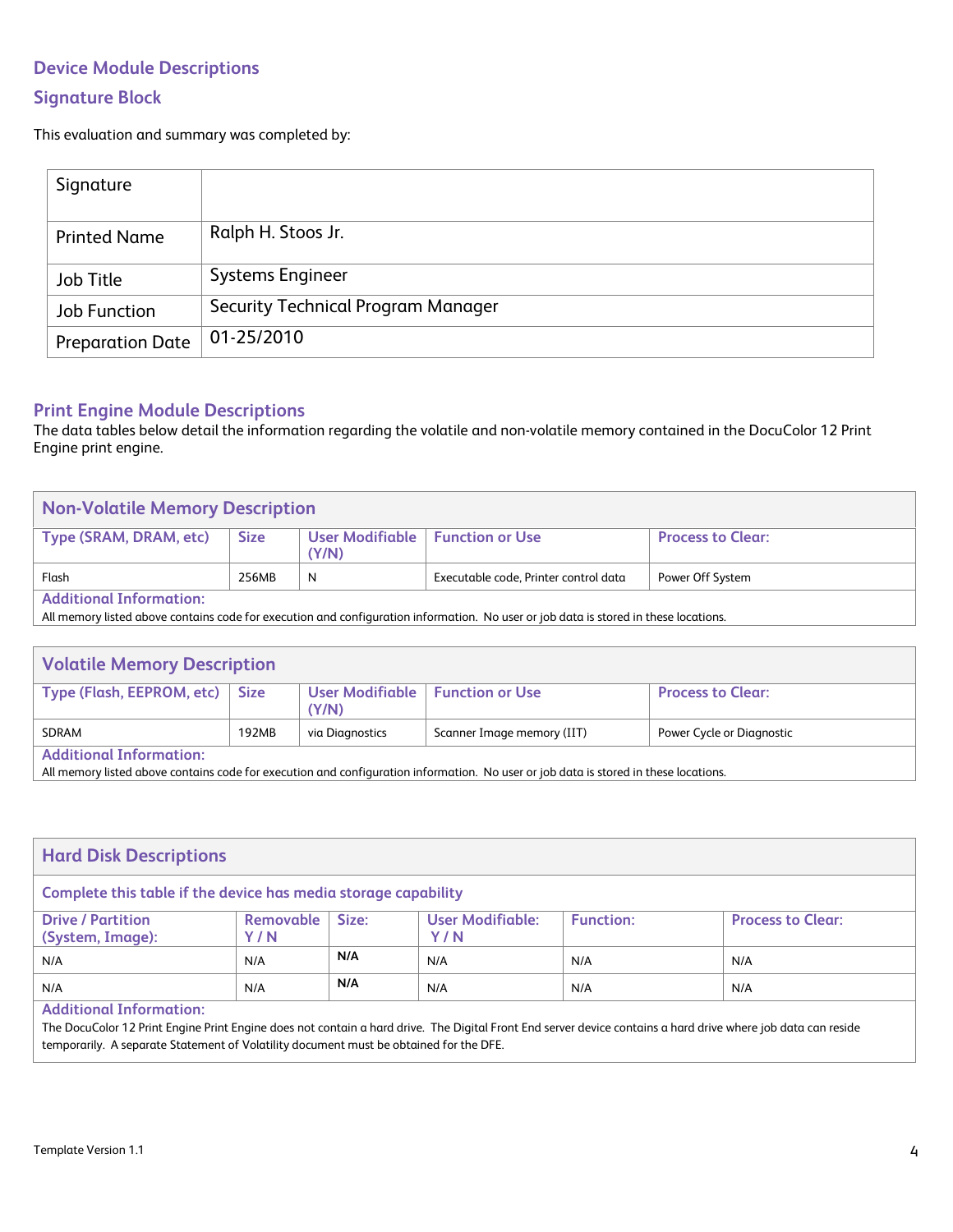## Device Module Descriptions

## Signature Block

This evaluation and summary was completed by:

| Signature | |
|---|---|
| Printed Name | Ralph H. Stoos Jr. |
| Job Title | Systems Engineer |
| Job Function | Security Technical Program Manager |
| Preparation Date | 01-25/2010 |

## Print Engine Module Descriptions

The data tables below detail the information regarding the volatile and non-volatile memory contained in the DocuColor 12 Print Engine print engine.

| Non-Volatile Memory Description | | | | |
|---|---|---|---|---|
| **Type (SRAM, DRAM, etc)** | **Size** | **User Modifiable (Y/N)** | **Function or Use** | **Process to Clear:** |
| Flash | 256MB | N | Executable code, Printer control data | Power Off System |
| **Additional Information:** All memory listed above contains code for execution and configuration information. No user or job data is stored in these locations. | | | | |

| Volatile Memory Description | | | | |
|---|---|---|---|---|
| **Type (Flash, EEPROM, etc)** | **Size** | **User Modifiable (Y/N)** | **Function or Use** | **Process to Clear:** |
| SDRAM | 192MB | via Diagnostics | Scanner Image memory (IIT) | Power Cycle or Diagnostic |
| **Additional Information:** All memory listed above contains code for execution and configuration information. No user or job data is stored in these locations. | | | | |

| Hard Disk Descriptions | | | | | |
|---|---|---|---|---|---|
| **Complete this table if the device has media storage capability** | | | | | |
| **Drive / Partition (System, Image):** | **Removable Y / N** | **Size:** | **User Modifiable: Y / N** | **Function:** | **Process to Clear:** |
| N/A | N/A | **N/A** | N/A | N/A | N/A |
| N/A | N/A | **N/A** | N/A | N/A | N/A |
| **Additional Information:** The DocuColor 12 Print Engine Print Engine does not contain a hard drive. The Digital Front End server device contains a hard drive where job data can reside temporarily. A separate Statement of Volatility document must be obtained for the DFE. | | | | | |

Template Version 1.1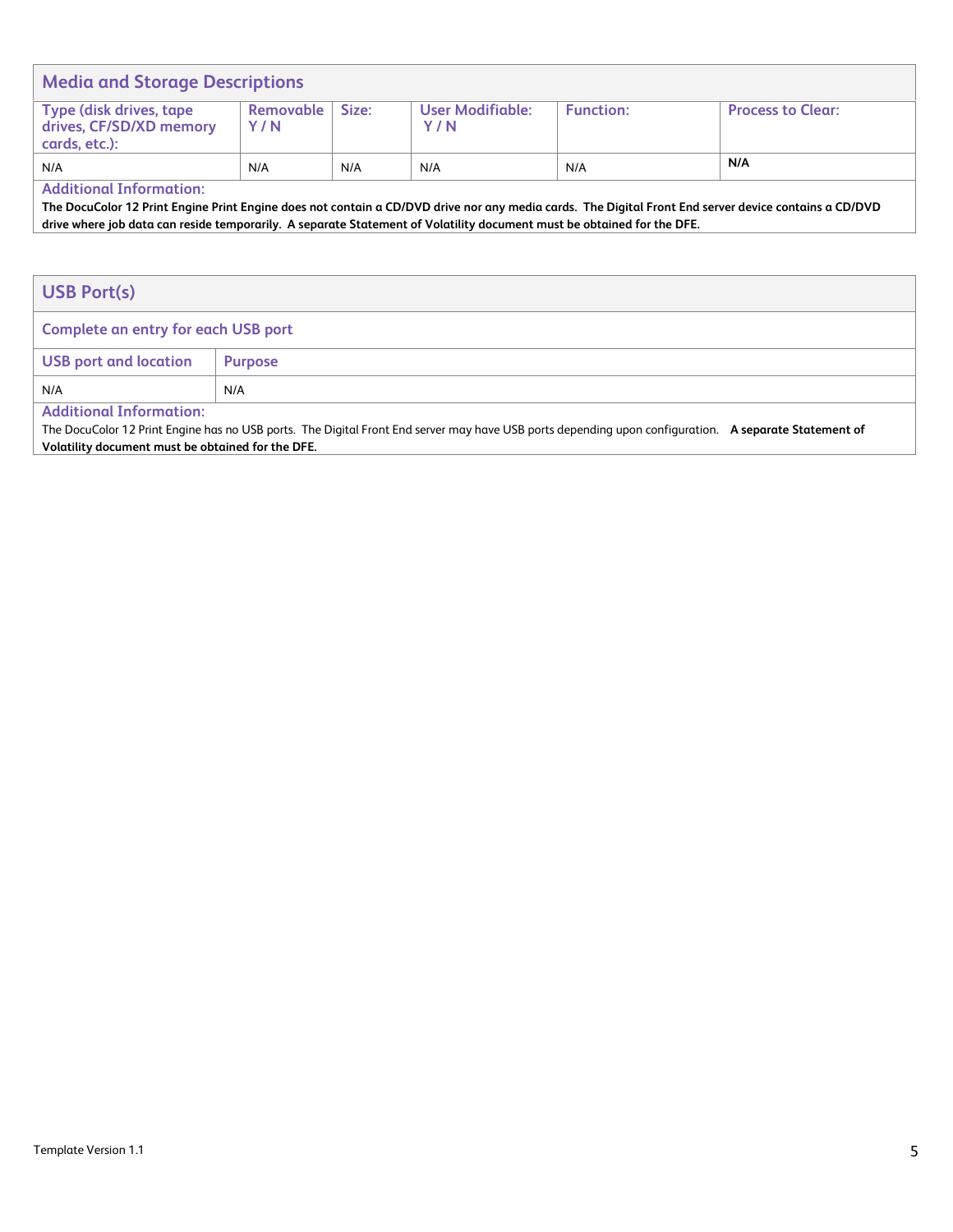## Media and Storage Descriptions

| Type (disk drives, tape drives, CF/SD/XD memory cards, etc.): | Removable Y / N | Size: | User Modifiable: Y / N | Function: | Process to Clear: |
|---|---|---|---|---|---|
| N/A | N/A | N/A | N/A | N/A | **N/A** |

**Additional Information:**

**The DocuColor 12 Print Engine Print Engine does not contain a CD/DVD drive nor any media cards. The Digital Front End server device contains a CD/DVD drive where job data can reside temporarily. A separate Statement of Volatility document must be obtained for the DFE.**

## USB Port(s)

**Complete an entry for each USB port**

| USB port and location | Purpose |
|---|---|
| N/A | N/A |

**Additional Information:**

The DocuColor 12 Print Engine has no USB ports. The Digital Front End server may have USB ports depending upon configuration. **A separate Statement of Volatility document must be obtained for the DFE.**

Template Version 1.1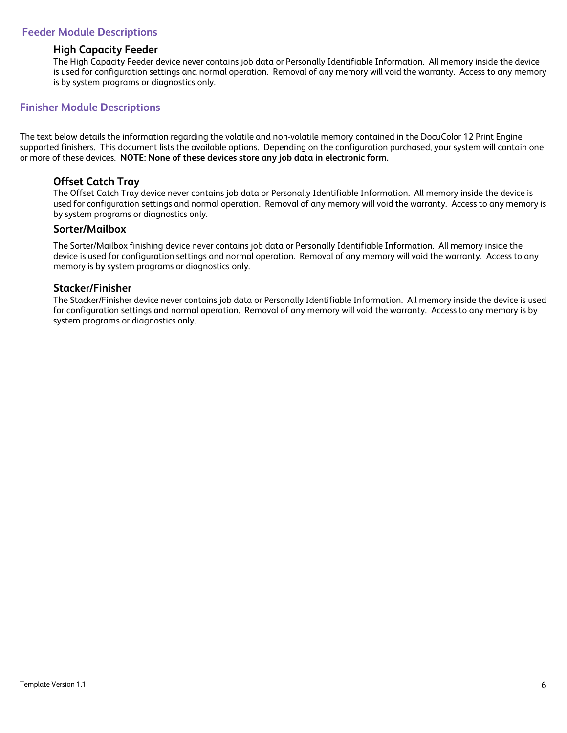## Feeder Module Descriptions

### High Capacity Feeder

The High Capacity Feeder device never contains job data or Personally Identifiable Information. All memory inside the device is used for configuration settings and normal operation. Removal of any memory will void the warranty. Access to any memory is by system programs or diagnostics only.

## Finisher Module Descriptions

The text below details the information regarding the volatile and non-volatile memory contained in the DocuColor 12 Print Engine supported finishers. This document lists the available options. Depending on the configuration purchased, your system will contain one or more of these devices. **NOTE: None of these devices store any job data in electronic form.**

### Offset Catch Tray

The Offset Catch Tray device never contains job data or Personally Identifiable Information. All memory inside the device is used for configuration settings and normal operation. Removal of any memory will void the warranty. Access to any memory is by system programs or diagnostics only.

### Sorter/Mailbox

The Sorter/Mailbox finishing device never contains job data or Personally Identifiable Information. All memory inside the device is used for configuration settings and normal operation. Removal of any memory will void the warranty. Access to any memory is by system programs or diagnostics only.

### Stacker/Finisher

The Stacker/Finisher device never contains job data or Personally Identifiable Information. All memory inside the device is used for configuration settings and normal operation. Removal of any memory will void the warranty. Access to any memory is by system programs or diagnostics only.